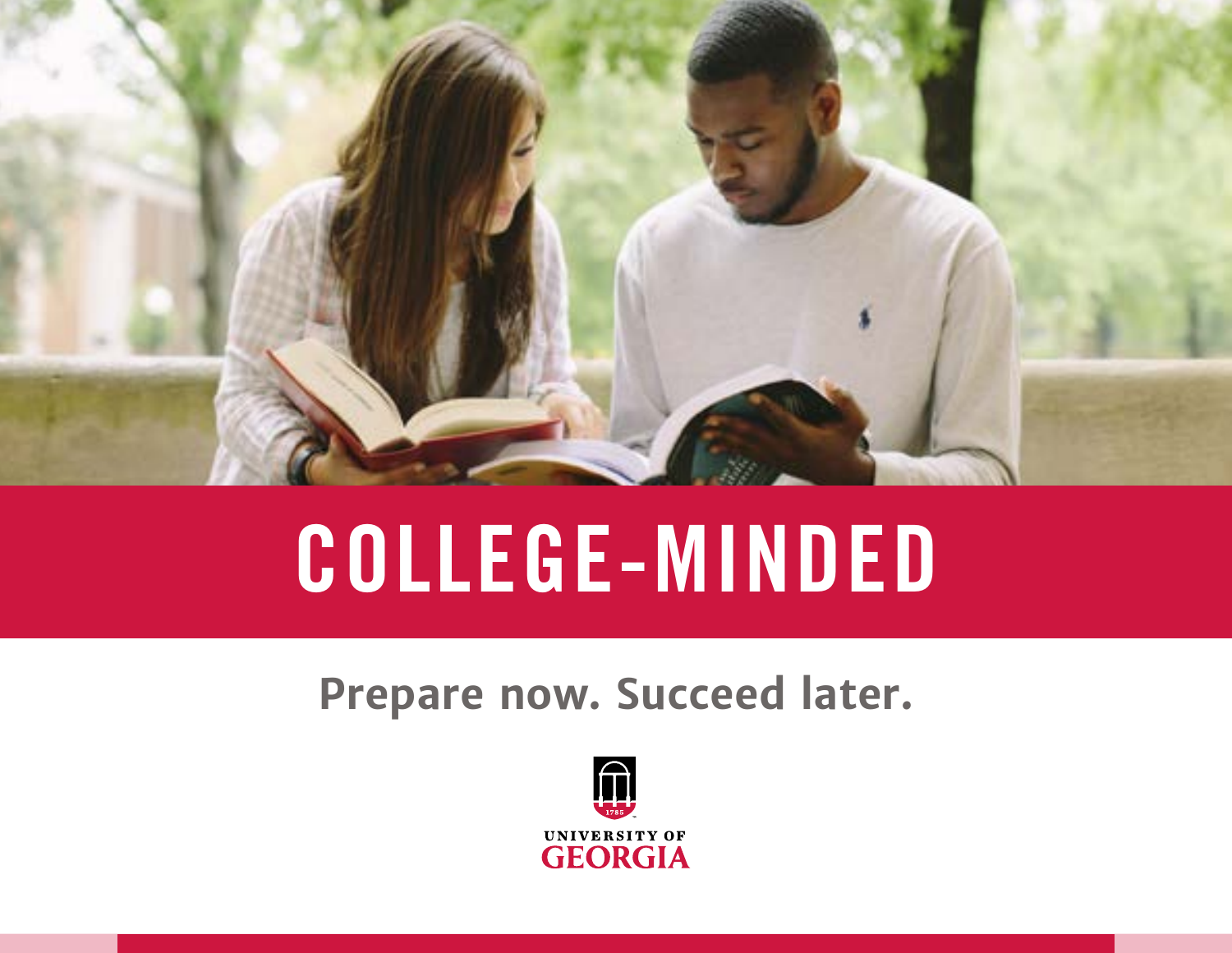# COLLEGE-MINDED

**Prepare now. Succeed later.**

UNIVERSITY OF GEORGIA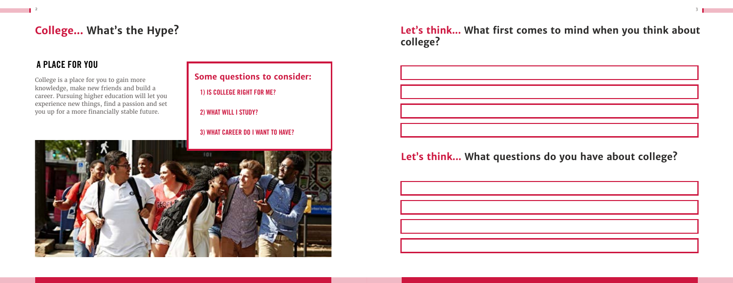# College... What's the Hype?

## A PLACE FOR YOU

College is a place for you to gain more knowledge, make new friends and build a career. Pursuing higher education will let you experience new things, find a passion and set you up for a more financially stable future.

**Some questions to consider:**

1) IS COLLEGE RIGHT FOR ME?

2) WHAT WILL I STUDY?

3) WHAT CAREER DO I WANT TO HAVE?

## Let's think... What first comes to mind when you think about college?

## Let's think... What questions do you have about college?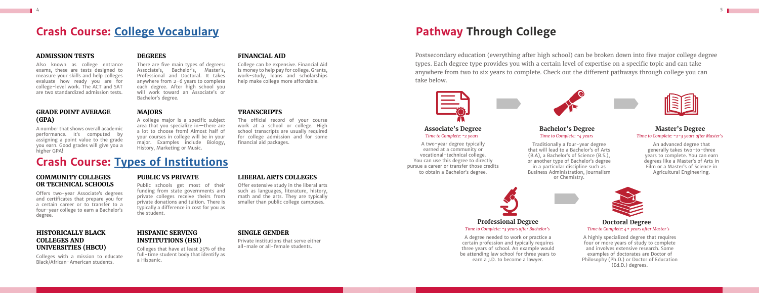# Crash Course: College Vocabulary

### ADMISSION TESTS

Also known as college entrance exams, these are tests designed to measure your skills and help colleges evaluate how ready you are for college-level work. The ACT and SAT are two standardized admission tests.

### DEGREES

There are five main types of degrees: Associate's, Bachelor's, Master's, Professional and Doctoral. It takes anywhere from 2-6 years to complete each degree. After high school you will work toward an Associate's or Bachelor's degree.

### FINANCIAL AID

College can be expensive. Financial Aid is money to help pay for college. Grants, work-study, loans and scholarships help make college more affordable.

### GRADE POINT AVERAGE (GPA)

A number that shows overall academic performance. It's computed by assigning a point value to the grade you earn. Good grades will give you a higher GPA!

### MAJORS

A college major is a specific subject area that you specialize in—there are a lot to choose from! Almost half of your courses in college will be in your major. Examples include Biology, History, Marketing or Music.

### TRANSCRIPTS

The official record of your course work at a school or college. High school transcripts are usually required for college admission and for some financial aid packages.

# Crash Course: Types of Institutions

### COMMUNITY COLLEGES OR TECHNICAL SCHOOLS

Offers two-year Associate's degrees and certificates that prepare you for a certain career or to transfer to a four-year college to earn a Bachelor's degree.

### PUBLIC VS PRIVATE

Public schools get most of their funding from state governments and private colleges receive theirs from private donations and tuition. There is typically a difference in cost for you as the student.

### LIBERAL ARTS COLLEGES

Offer extensive study in the liberal arts such as languages, literature, history, math and the arts. They are typically smaller than public college campuses.

### HISTORICALLY BLACK COLLEGES AND UNIVERSITIES (HBCU)

Colleges with a mission to educate Black/African-American students.

### HISPANIC SERVING INSTITUTIONS (HSI)

Colleges that have at least 25% of the full-time student body that identify as a Hispanic.

### SINGLE GENDER

Private institutions that serve either all-male or all-female students.

# Pathway Through College

Postsecondary education (everything after high school) can be broken down into five major college degree types. Each degree type provides you with a certain level of expertise on a specific topic and can take anywhere from two to six years to complete. Check out the different pathways through college you can take below.

### Associate's Degree

*Time to Complete: ~2 years*

A two-year degree typically earned at a community or vocational-technical college. You can use this degree to directly pursue a career or transfer those credits to obtain a Bachelor's degree.

### Bachelor's Degree

*Time to Complete: ~4 years*

Traditionally a four-year degree that will lead to a Bachelor's of Arts (B.A), a Bachelor's of Science (B.S.), or another type of Bachelor's degree in a particular discipline such as Business Administration, Journalism or Chemistry.

### Master's Degree

*Time to Complete: ~2-3 years after Master's*

An advanced degree that generally takes two-to-three years to complete. You can earn degrees like a Master's of Arts in Film or a Master's of Science in Agricultural Engineering.

### Professional Degree

*Time to Complete: ~3 years after Bachelor's*

A degree needed to work or practice a certain profession and typically requires three years of school. An example would be attending law school for three years to earn a J.D. to become a lawyer.

### Doctoral Degree

*Time to Complete: 4+ years after Master's*

A highly specialized degree that requires four or more years of study to complete and involves extensive research. Some examples of doctorates are Doctor of Philosophy (Ph.D.) or Doctor of Education (Ed.D.) degrees.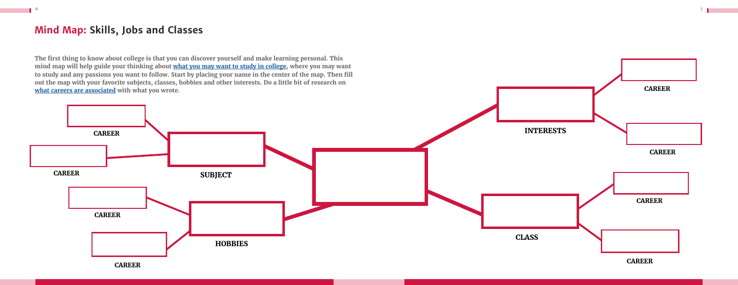## Mind Map: Skills, Jobs and Classes

**The first thing to know about college is that you can discover yourself and make learning personal. This mind map will help guide your thinking about [what you may want to study in college](), where you may want to study and any passions you want to follow. Start by placing your name in the center of the map. Then fill out the map with your favorite subjects, classes, hobbies and other interests. Do a little bit of research on [what careers are associated]() with what you wrote.**

**SUBJECT**

- **CAREER**
- **CAREER**

**HOBBIES**

- **CAREER**
- **CAREER**

**INTERESTS**

- **CAREER**
- **CAREER**

**CLASS**

- **CAREER**
- **CAREER**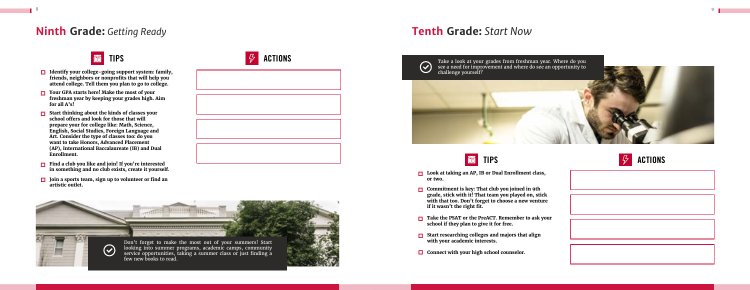## Ninth Grade: *Getting Ready*

### TIPS

- **Identify your college-going support system: family, friends, neighbors or nonprofits that will help you attend college. Tell them you plan to go to college.**
- **Your GPA starts here! Make the most of your freshman year by keeping your grades high. Aim for all A's!**
- **Start thinking about the kinds of classes your school offers and look for those that will prepare your for college like: Math, Science, English, Social Studies, Foreign Language and Art. Consider the type of classes too: do you want to take Honors, Advanced Placement (AP), International Baccalaureate (IB) and Dual Enrollment.**
- **Find a club you like and join! If you're interested in something and no club exists, create it yourself.**
- **Join a sports team, sign up to volunteer or find an artistic outlet.**

### ACTIONS

Don't forget to make the most out of your summers! Start looking into summer programs, academic camps, community service opportunities, taking a summer class or just finding a few new books to read.

## Tenth Grade: *Start Now*

Take a look at your grades from freshman year. Where do you see a need for improvement and where do see an opportunity to challenge yourself?

### TIPS

- **Look at taking an AP, IB or Dual Enrollment class, or two.**
- **Commitment is key: That club you joined in 9th grade, stick with it! That team you played on, stick with that too. Don't forget to choose a new venture if it wasn't the right fit.**
- **Take the PSAT or the PreACT. Remember to ask your school if they plan to give it for free.**
- **Start researching colleges and majors that align with your academic interests.**
- **Connect with your high school counselor.**

### ACTIONS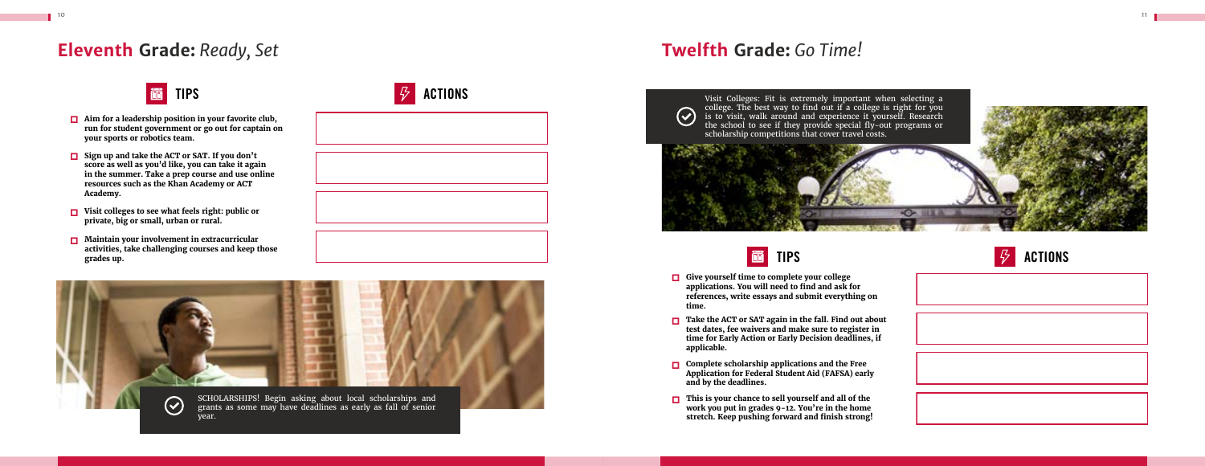# Eleventh Grade: *Ready, Set*

## TIPS

- **Aim for a leadership position in your favorite club, run for student government or go out for captain on your sports or robotics team.**
- **Sign up and take the ACT or SAT. If you don't score as well as you'd like, you can take it again in the summer. Take a prep course and use online resources such as the Khan Academy or ACT Academy.**
- **Visit colleges to see what feels right: public or private, big or small, urban or rural.**
- **Maintain your involvement in extracurricular activities, take challenging courses and keep those grades up.**

## ACTIONS

SCHOLARSHIPS! Begin asking about local scholarships and grants as some may have deadlines as early as fall of senior year.

# Twelfth Grade: *Go Time!*

Visit Colleges: Fit is extremely important when selecting a college. The best way to find out if a college is right for you is to visit, walk around and experience it yourself. Research the school to see if they provide special fly-out programs or scholarship competitions that cover travel costs.

## TIPS

- **Give yourself time to complete your college applications. You will need to find and ask for references, write essays and submit everything on time.**
- **Take the ACT or SAT again in the fall. Find out about test dates, fee waivers and make sure to register in time for Early Action or Early Decision deadlines, if applicable.**
- **Complete scholarship applications and the Free Application for Federal Student Aid (FAFSA) early and by the deadlines.**
- **This is your chance to sell yourself and all of the work you put in grades 9-12. You're in the home stretch. Keep pushing forward and finish strong!**

## ACTIONS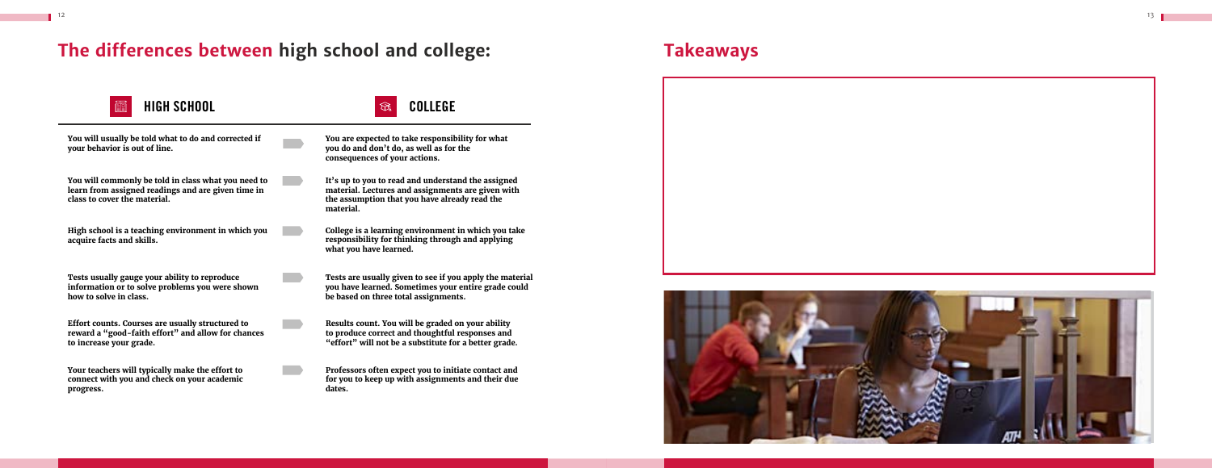## The differences between high school and college:

| HIGH SCHOOL | COLLEGE |
| --- | --- |
| You will usually be told what to do and corrected if your behavior is out of line. | You are expected to take responsibility for what you do and don't do, as well as for the consequences of your actions. |
| You will commonly be told in class what you need to learn from assigned readings and are given time in class to cover the material. | It's up to you to read and understand the assigned material. Lectures and assignments are given with the assumption that you have already read the material. |
| High school is a teaching environment in which you acquire facts and skills. | College is a learning environment in which you take responsibility for thinking through and applying what you have learned. |
| Tests usually gauge your ability to reproduce information or to solve problems you were shown how to solve in class. | Tests are usually given to see if you apply the material you have learned. Sometimes your entire grade could be based on three total assignments. |
| Effort counts. Courses are usually structured to reward a "good-faith effort" and allow for chances to increase your grade. | Results count. You will be graded on your ability to produce correct and thoughtful responses and "effort" will not be a substitute for a better grade. |
| Your teachers will typically make the effort to connect with you and check on your academic progress. | Professors often expect you to initiate contact and for you to keep up with assignments and their due dates. |

## Takeaways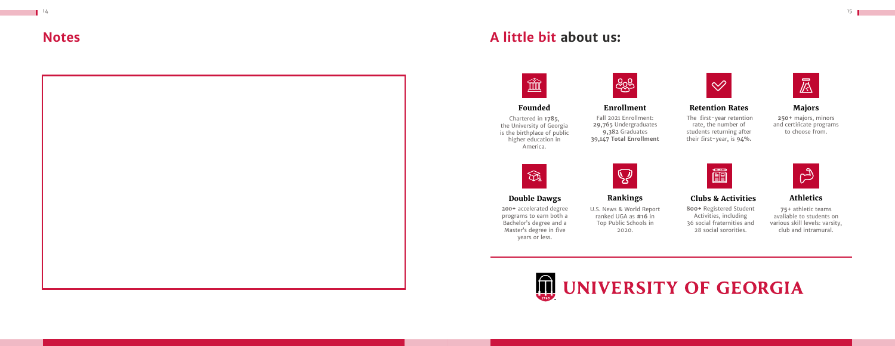## Notes

## A little bit about us:

### Founded

Chartered in **1785**, the University of Georgia is the birthplace of public higher education in America.

### Enrollment

Fall 2021 Enrollment:
**29,765** Undergraduates
**9,382** Graduates
**39,147 Total Enrollment**

### Retention Rates

The first-year retention rate, the number of students returning after their first-year, is **94%.**

### Majors

**250+** majors, minors and certificate programs to choose from.

### Double Dawgs

**200+** accelerated degree programs to earn both a Bachelor's degree and a Master's degree in five years or less.

### Rankings

U.S. News & World Report ranked UGA as **#16** in Top Public Schools in 2020.

### Clubs & Activities

**800+** Registered Student Activities, including 36 social fraternities and 28 social sororities.

### Athletics

**75+** athletic teams avaliable to students on various skill levels: varsity, club and intramural.

UNIVERSITY OF GEORGIA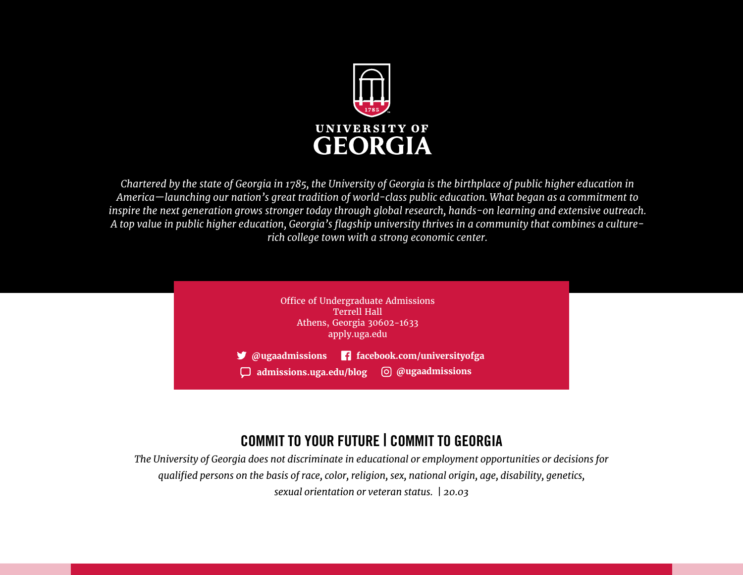UNIVERSITY OF GEORGIA

*Chartered by the state of Georgia in 1785, the University of Georgia is the birthplace of public higher education in America—launching our nation's great tradition of world-class public education. What began as a commitment to inspire the next generation grows stronger today through global research, hands-on learning and extensive outreach. A top value in public higher education, Georgia's flagship university thrives in a community that combines a culture-rich college town with a strong economic center.*

Office of Undergraduate Admissions
Terrell Hall
Athens, Georgia 30602-1633
apply.uga.edu

**@ugaadmissions** **facebook.com/universityofga**
**admissions.uga.edu/blog** **@ugaadmissions**

## COMMIT TO YOUR FUTURE | COMMIT TO GEORGIA

*The University of Georgia does not discriminate in educational or employment opportunities or decisions for qualified persons on the basis of race, color, religion, sex, national origin, age, disability, genetics, sexual orientation or veteran status. | 20.03*